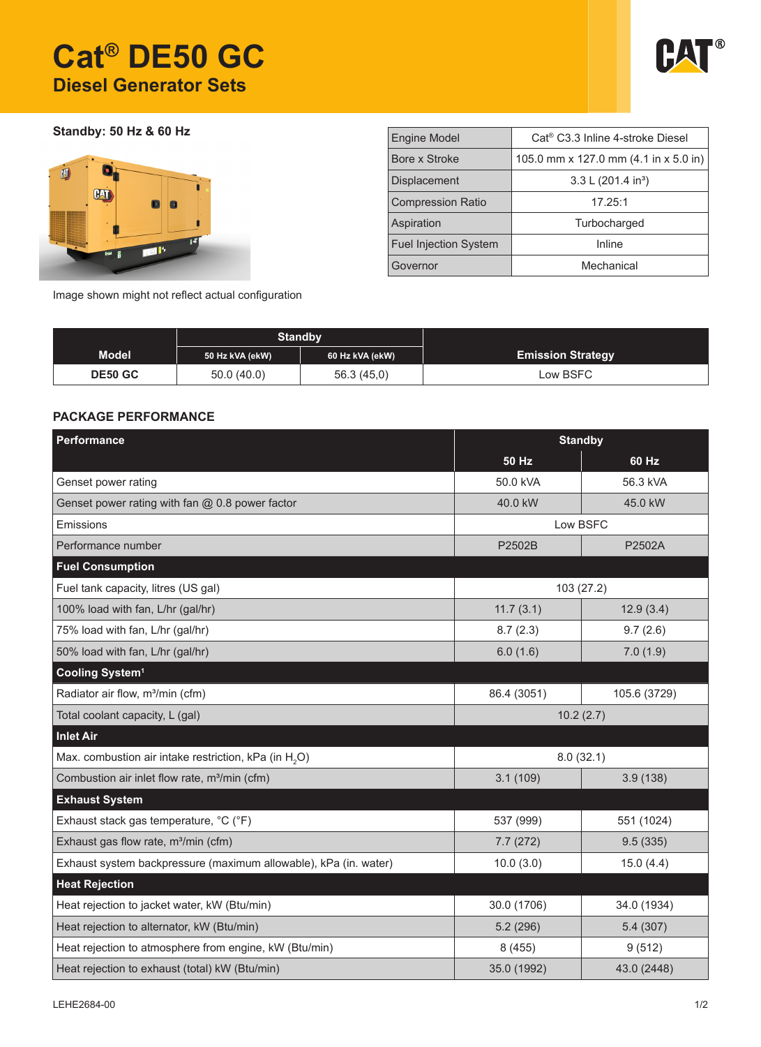# Cat® DE50 GC

## Diesel Generator Sets

**Standby: 50 Hz & 60 Hz**

Image shown might not reflect actual configuration

| Engine Model | Cat® C3.3 Inline 4-stroke Diesel |
|---|---|
| Bore x Stroke | 105.0 mm x 127.0 mm (4.1 in x 5.0 in) |
| Displacement | 3.3 L (201.4 in³) |
| Compression Ratio | 17.25:1 |
| Aspiration | Turbocharged |
| Fuel Injection System | Inline |
| Governor | Mechanical |

| Model | Standby | | Emission Strategy |
|---|---|---|---|
| | 50 Hz kVA (ekW) | 60 Hz kVA (ekW) | |
| DE50 GC | 50.0 (40.0) | 56.3 (45,0) | Low BSFC |

## PACKAGE PERFORMANCE

| Performance | Standby | |
|---|---|---|
| | 50 Hz | 60 Hz |
| Genset power rating | 50.0 kVA | 56.3 kVA |
| Genset power rating with fan @ 0.8 power factor | 40.0 kW | 45.0 kW |
| Emissions | Low BSFC | |
| Performance number | P2502B | P2502A |
| **Fuel Consumption** | | |
| Fuel tank capacity, litres (US gal) | 103 (27.2) | |
| 100% load with fan, L/hr (gal/hr) | 11.7 (3.1) | 12.9 (3.4) |
| 75% load with fan, L/hr (gal/hr) | 8.7 (2.3) | 9.7 (2.6) |
| 50% load with fan, L/hr (gal/hr) | 6.0 (1.6) | 7.0 (1.9) |
| **Cooling System[1]** | | |
| Radiator air flow, m³/min (cfm) | 86.4 (3051) | 105.6 (3729) |
| Total coolant capacity, L (gal) | 10.2 (2.7) | |
| **Inlet Air** | | |
| Max. combustion air intake restriction, kPa (in $H_2O$) | 8.0 (32.1) | |
| Combustion air inlet flow rate, m³/min (cfm) | 3.1 (109) | 3.9 (138) |
| **Exhaust System** | | |
| Exhaust stack gas temperature, °C (°F) | 537 (999) | 551 (1024) |
| Exhaust gas flow rate, m³/min (cfm) | 7.7 (272) | 9.5 (335) |
| Exhaust system backpressure (maximum allowable), kPa (in. water) | 10.0 (3.0) | 15.0 (4.4) |
| **Heat Rejection** | | |
| Heat rejection to jacket water, kW (Btu/min) | 30.0 (1706) | 34.0 (1934) |
| Heat rejection to alternator, kW (Btu/min) | 5.2 (296) | 5.4 (307) |
| Heat rejection to atmosphere from engine, kW (Btu/min) | 8 (455) | 9 (512) |
| Heat rejection to exhaust (total) kW (Btu/min) | 35.0 (1992) | 43.0 (2448) |

LEHE2684-00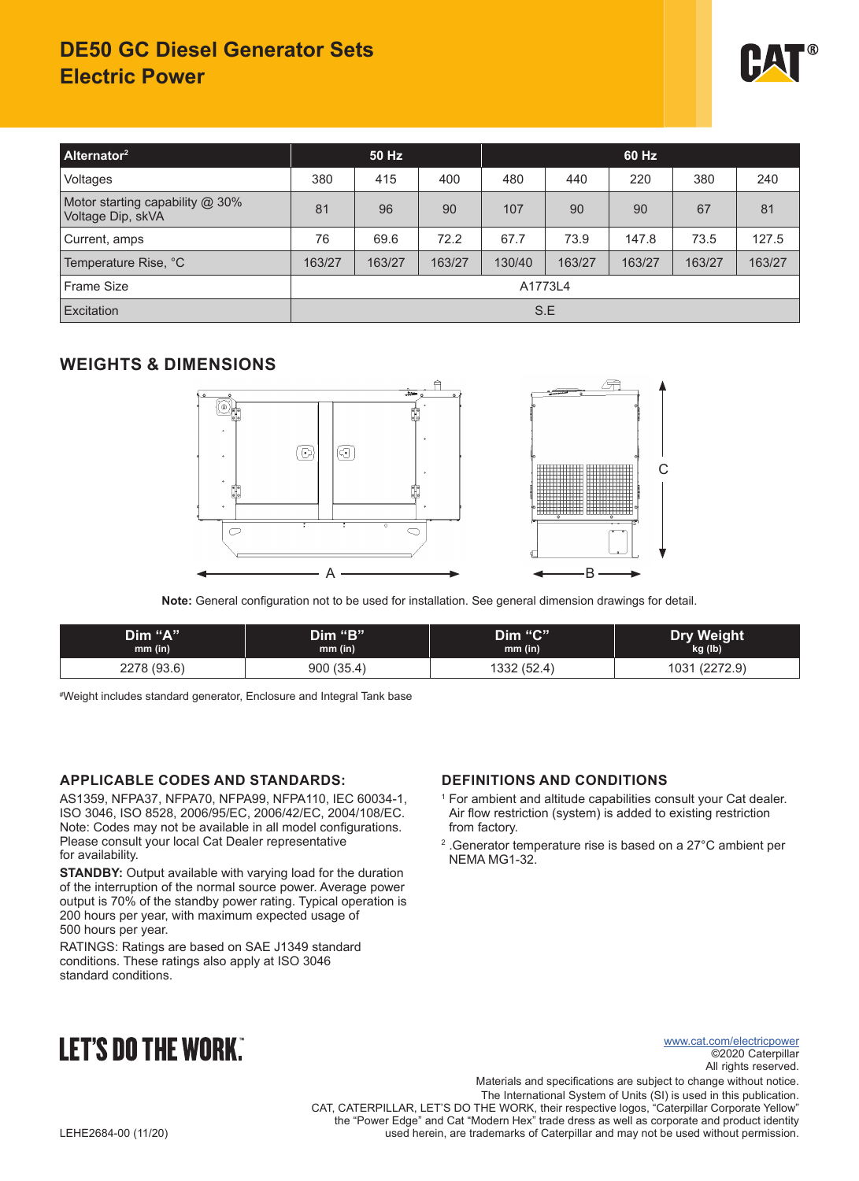# DE50 GC Diesel Generator Sets
## Electric Power

| Alternator[2] | 50 Hz | | | 60 Hz | | | | |
|---|---|---|---|---|---|---|---|---|
| Voltages | 380 | 415 | 400 | 480 | 440 | 220 | 380 | 240 |
| Motor starting capability @ 30% Voltage Dip, skVA | 81 | 96 | 90 | 107 | 90 | 90 | 67 | 81 |
| Current, amps | 76 | 69.6 | 72.2 | 67.7 | 73.9 | 147.8 | 73.5 | 127.5 |
| Temperature Rise, °C | 163/27 | 163/27 | 163/27 | 130/40 | 163/27 | 163/27 | 163/27 | 163/27 |
| Frame Size | A1773L4 | | | | | | | |
| Excitation | S.E | | | | | | | |

## WEIGHTS & DIMENSIONS

A

B

C

**Note:** General configuration not to be used for installation. See general dimension drawings for detail.

| Dim "A" mm (in) | Dim "B" mm (in) | Dim "C" mm (in) | Dry Weight kg (lb) |
|---|---|---|---|
| 2278 (93.6) | 900 (35.4) | 1332 (52.4) | 1031 (2272.9) |

#Weight includes standard generator, Enclosure and Integral Tank base

### APPLICABLE CODES AND STANDARDS:

AS1359, NFPA37, NFPA70, NFPA99, NFPA110, IEC 60034-1, ISO 3046, ISO 8528, 2006/95/EC, 2006/42/EC, 2004/108/EC. Note: Codes may not be available in all model configurations. Please consult your local Cat Dealer representative for availability.

**STANDBY:** Output available with varying load for the duration of the interruption of the normal source power. Average power output is 70% of the standby power rating. Typical operation is 200 hours per year, with maximum expected usage of 500 hours per year.

RATINGS: Ratings are based on SAE J1349 standard conditions. These ratings also apply at ISO 3046 standard conditions.

### DEFINITIONS AND CONDITIONS

[1] For ambient and altitude capabilities consult your Cat dealer. Air flow restriction (system) is added to existing restriction from factory.

[2] .Generator temperature rise is based on a 27°C ambient per NEMA MG1-32.

LET'S DO THE WORK.™

www.cat.com/electricpower
©2020 Caterpillar
All rights reserved.

Materials and specifications are subject to change without notice.
The International System of Units (SI) is used in this publication.
CAT, CATERPILLAR, LET'S DO THE WORK, their respective logos, "Caterpillar Corporate Yellow" the "Power Edge" and Cat "Modern Hex" trade dress as well as corporate and product identity used herein, are trademarks of Caterpillar and may not be used without permission.

LEHE2684-00 (11/20)